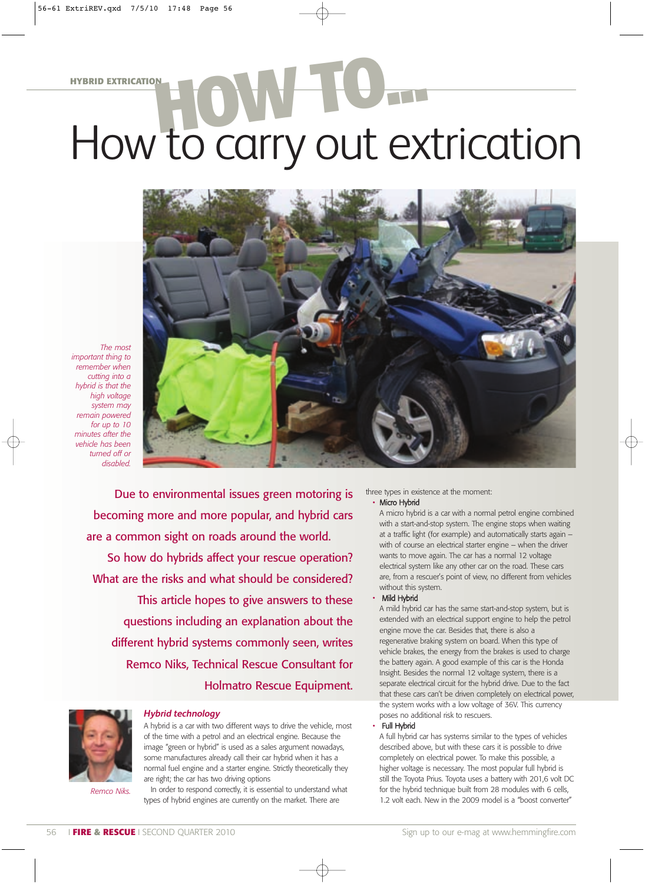HYBRID EXTRICATION

# HOW TO...

# How to carry out extrication

*The most important thing to remember when cutting into a hybrid is that the high voltage system may remain powered for up to 10 minutes after the vehicle has been turned off or disabled.*

**Due to environmental issues green motoring is becoming more and more popular, and hybrid cars are a common sight on roads around the world. So how do hybrids affect your rescue operation? What are the risks and what should be considered? This article hopes to give answers to these questions including an explanation about the different hybrid systems commonly seen, writes Remco Niks, Technical Rescue Consultant for Holmatro Rescue Equipment.**

*Remco Niks.*

### Hybrid technology

A hybrid is a car with two different ways to drive the vehicle, most of the time with a petrol and an electrical engine. Because the image "green or hybrid" is used as a sales argument nowadays, some manufactures already call their car hybrid when it has a normal fuel engine and a starter engine. Strictly theoretically they are right; the car has two driving options

In order to respond correctly, it is essential to understand what types of hybrid engines are currently on the market. There are three types in existence at the moment:

- **Micro Hybrid**
  A micro hybrid is a car with a normal petrol engine combined with a start-and-stop system. The engine stops when waiting at a traffic light (for example) and automatically starts again – with of course an electrical starter engine – when the driver wants to move again. The car has a normal 12 voltage electrical system like any other car on the road. These cars are, from a rescuer's point of view, no different from vehicles without this system.
- **Mild Hybrid**
  A mild hybrid car has the same start-and-stop system, but is extended with an electrical support engine to help the petrol engine move the car. Besides that, there is also a regenerative braking system on board. When this type of vehicle brakes, the energy from the brakes is used to charge the battery again. A good example of this car is the Honda Insight. Besides the normal 12 voltage system, there is a separate electrical circuit for the hybrid drive. Due to the fact that these cars can't be driven completely on electrical power, the system works with a low voltage of 36V. This currency poses no additional risk to rescuers.
- **Full Hybrid**
  A full hybrid car has systems similar to the types of vehicles described above, but with these cars it is possible to drive completely on electrical power. To make this possible, a higher voltage is necessary. The most popular full hybrid is still the Toyota Prius. Toyota uses a battery with 201,6 volt DC for the hybrid technique built from 28 modules with 6 cells, 1.2 volt each. New in the 2009 model is a "boost converter"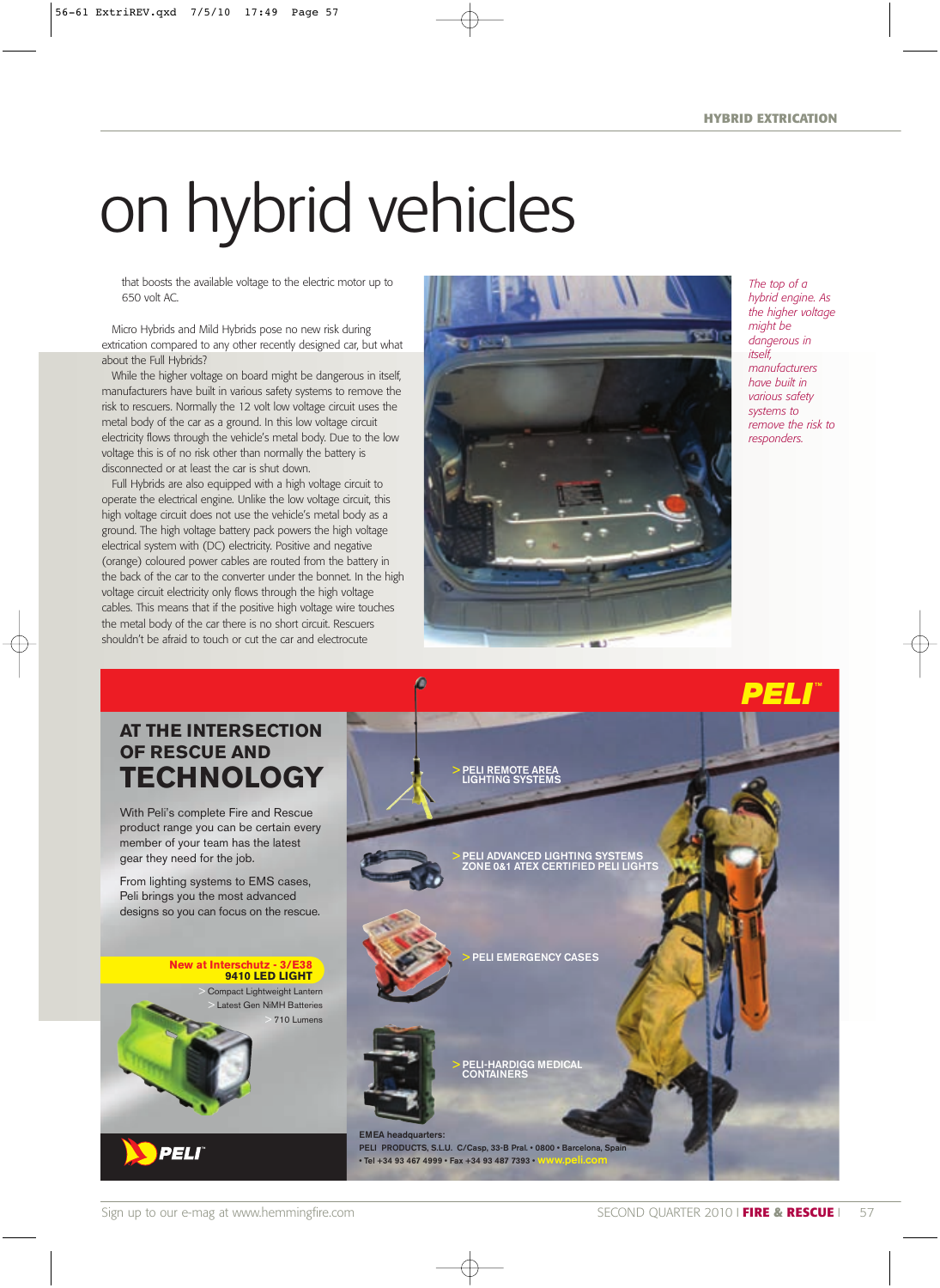# on hybrid vehicles

that boosts the available voltage to the electric motor up to 650 volt AC.

Micro Hybrids and Mild Hybrids pose no new risk during extrication compared to any other recently designed car, but what about the Full Hybrids?

While the higher voltage on board might be dangerous in itself, manufacturers have built in various safety systems to remove the risk to rescuers. Normally the 12 volt low voltage circuit uses the metal body of the car as a ground. In this low voltage circuit electricity flows through the vehicle's metal body. Due to the low voltage this is of no risk other than normally the battery is disconnected or at least the car is shut down.

Full Hybrids are also equipped with a high voltage circuit to operate the electrical engine. Unlike the low voltage circuit, this high voltage circuit does not use the vehicle's metal body as a ground. The high voltage battery pack powers the high voltage electrical system with (DC) electricity. Positive and negative (orange) coloured power cables are routed from the battery in the back of the car to the converter under the bonnet. In the high voltage circuit electricity only flows through the high voltage cables. This means that if the positive high voltage wire touches the metal body of the car there is no short circuit. Rescuers shouldn't be afraid to touch or cut the car and electrocute

*The top of a hybrid engine. As the higher voltage might be dangerous in itself, manufacturers have built in various safety systems to remove the risk to responders.*

## AT THE INTERSECTION OF RESCUE AND TECHNOLOGY

With Peli's complete Fire and Rescue product range you can be certain every member of your team has the latest gear they need for the job.

From lighting systems to EMS cases, Peli brings you the most advanced designs so you can focus on the rescue.

**New at Interschutz - 3/E38**
**9410 LED LIGHT**

- Compact Lightweight Lantern
- Latest Gen NiMH Batteries
- 710 Lumens

> PELI REMOTE AREA LIGHTING SYSTEMS

> PELI ADVANCED LIGHTING SYSTEMS ZONE 0&1 ATEX CERTIFIED PELI LIGHTS

> PELI EMERGENCY CASES

> PELI-HARDIGG MEDICAL CONTAINERS

**EMEA headquarters:**
PELI PRODUCTS, S.L.U. C/Casp, 33-B Pral. • 0800 • Barcelona, Spain
• Tel +34 93 467 4999 • Fax +34 93 487 7393 • www.peli.com

PELI™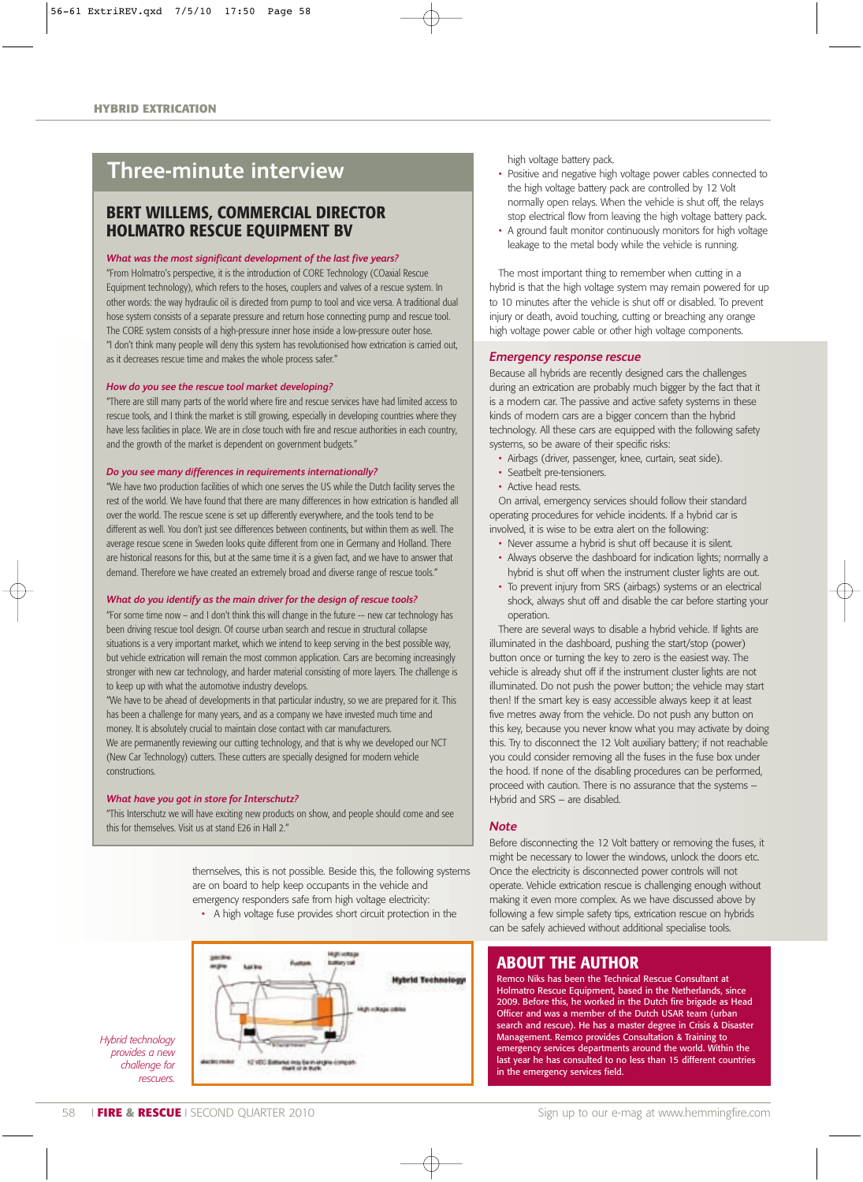# Three-minute interview

## BERT WILLEMS, COMMERCIAL DIRECTOR HOLMATRO RESCUE EQUIPMENT BV

***What was the most significant development of the last five years?***

"From Holmatro's perspective, it is the introduction of CORE Technology (COaxial Rescue Equipment technology), which refers to the hoses, couplers and valves of a rescue system. In other words: the way hydraulic oil is directed from pump to tool and vice versa. A traditional dual hose system consists of a separate pressure and return hose connecting pump and rescue tool. The CORE system consists of a high-pressure inner hose inside a low-pressure outer hose.

"I don't think many people will deny this system has revolutionised how extrication is carried out, as it decreases rescue time and makes the whole process safer."

***How do you see the rescue tool market developing?***

"There are still many parts of the world where fire and rescue services have had limited access to rescue tools, and I think the market is still growing, especially in developing countries where they have less facilities in place. We are in close touch with fire and rescue authorities in each country, and the growth of the market is dependent on government budgets."

***Do you see many differences in requirements internationally?***

"We have two production facilities of which one serves the US while the Dutch facility serves the rest of the world. We have found that there are many differences in how extrication is handled all over the world. The rescue scene is set up differently everywhere, and the tools tend to be different as well. You don't just see differences between continents, but within them as well. The average rescue scene in Sweden looks quite different from one in Germany and Holland. There are historical reasons for this, but at the same time it is a given fact, and we have to answer that demand. Therefore we have created an extremely broad and diverse range of rescue tools."

***What do you identify as the main driver for the design of rescue tools?***

"For some time now – and I don't think this will change in the future –- new car technology has been driving rescue tool design. Of course urban search and rescue in structural collapse situations is a very important market, which we intend to keep serving in the best possible way, but vehicle extrication will remain the most common application. Cars are becoming increasingly stronger with new car technology, and harder material consisting of more layers. The challenge is to keep up with what the automotive industry develops.

"We have to be ahead of developments in that particular industry, so we are prepared for it. This has been a challenge for many years, and as a company we have invested much time and money. It is absolutely crucial to maintain close contact with car manufacturers.

We are permanently reviewing our cutting technology, and that is why we developed our NCT (New Car Technology) cutters. These cutters are specially designed for modern vehicle constructions.

***What have you got in store for Interschutz?***

"This Interschutz we will have exciting new products on show, and people should come and see this for themselves. Visit us at stand E26 in Hall 2."

---

themselves, this is not possible. Beside this, the following systems are on board to help keep occupants in the vehicle and emergency responders safe from high voltage electricity:

- A high voltage fuse provides short circuit protection in the high voltage battery pack.
- Positive and negative high voltage power cables connected to the high voltage battery pack are controlled by 12 Volt normally open relays. When the vehicle is shut off, the relays stop electrical flow from leaving the high voltage battery pack.
- A ground fault monitor continuously monitors for high voltage leakage to the metal body while the vehicle is running.

The most important thing to remember when cutting in a hybrid is that the high voltage system may remain powered for up to 10 minutes after the vehicle is shut off or disabled. To prevent injury or death, avoid touching, cutting or breaching any orange high voltage power cable or other high voltage components.

*Hybrid technology provides a new challenge for rescuers.*

### Emergency response rescue

Because all hybrids are recently designed cars the challenges during an extrication are probably much bigger by the fact that it is a modern car. The passive and active safety systems in these kinds of modern cars are a bigger concern than the hybrid technology. All these cars are equipped with the following safety systems, so be aware of their specific risks:

- Airbags (driver, passenger, knee, curtain, seat side).
- Seatbelt pre-tensioners.
- Active head rests.

On arrival, emergency services should follow their standard operating procedures for vehicle incidents. If a hybrid car is involved, it is wise to be extra alert on the following:

- Never assume a hybrid is shut off because it is silent.
- Always observe the dashboard for indication lights; normally a hybrid is shut off when the instrument cluster lights are out.
- To prevent injury from SRS (airbags) systems or an electrical shock, always shut off and disable the car before starting your operation.

There are several ways to disable a hybrid vehicle. If lights are illuminated in the dashboard, pushing the start/stop (power) button once or turning the key to zero is the easiest way. The vehicle is already shut off if the instrument cluster lights are not illuminated. Do not push the power button; the vehicle may start then! If the smart key is easy accessible always keep it at least five metres away from the vehicle. Do not push any button on this key, because you never know what you may activate by doing this. Try to disconnect the 12 Volt auxiliary battery; if not reachable you could consider removing all the fuses in the fuse box under the hood. If none of the disabling procedures can be performed, proceed with caution. There is no assurance that the systems – Hybrid and SRS – are disabled.

### Note

Before disconnecting the 12 Volt battery or removing the fuses, it might be necessary to lower the windows, unlock the doors etc. Once the electricity is disconnected power controls will not operate. Vehicle extrication rescue is challenging enough without making it even more complex. As we have discussed above by following a few simple safety tips, extrication rescue on hybrids can be safely achieved without additional specialise tools.

## ABOUT THE AUTHOR

Remco Niks has been the Technical Rescue Consultant at Holmatro Rescue Equipment, based in the Netherlands, since 2009. Before this, he worked in the Dutch fire brigade as Head Officer and was a member of the Dutch USAR team (urban search and rescue). He has a master degree in Crisis & Disaster Management. Remco provides Consultation & Training to emergency services departments around the world. Within the last year he has consulted to no less than 15 different countries in the emergency services field.